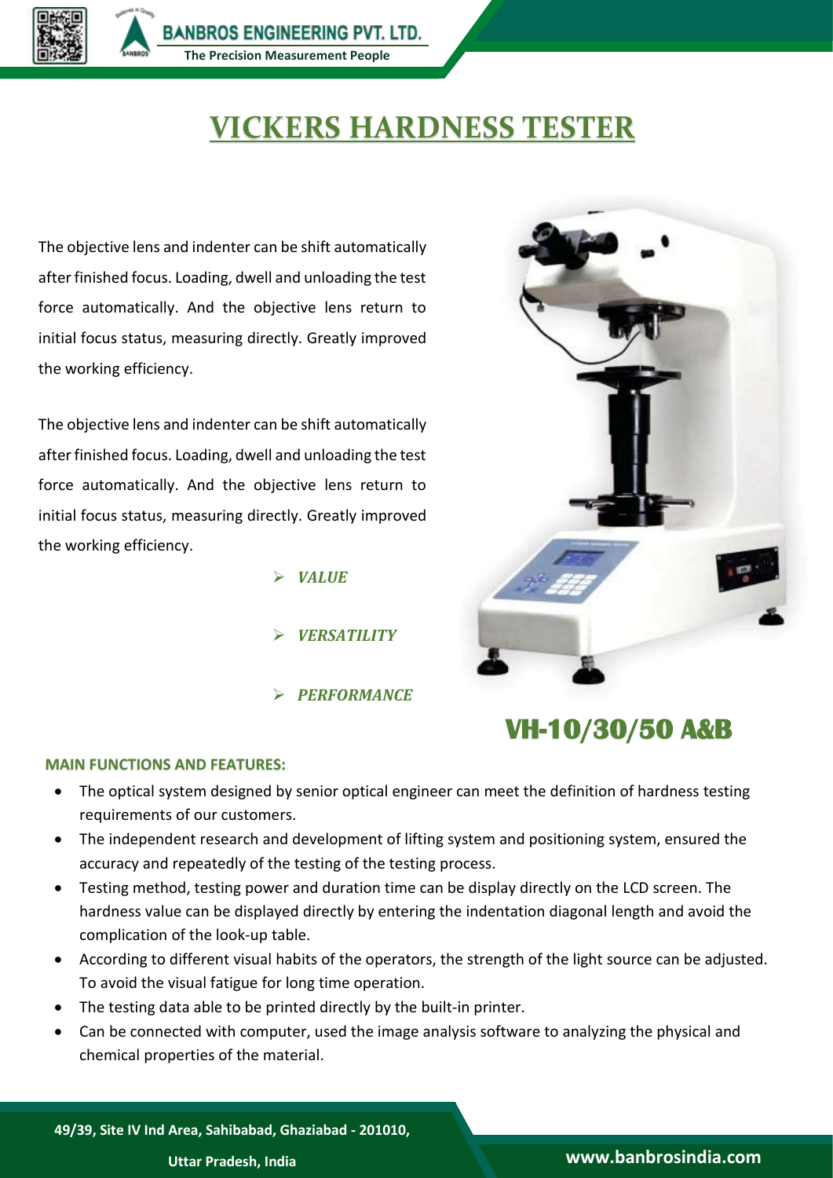# VICKERS HARDNESS TESTER

The objective lens and indenter can be shift automatically after finished focus. Loading, dwell and unloading the test force automatically. And the objective lens return to initial focus status, measuring directly. Greatly improved the working efficiency.

The objective lens and indenter can be shift automatically after finished focus. Loading, dwell and unloading the test force automatically. And the objective lens return to initial focus status, measuring directly. Greatly improved the working efficiency.

- ***VALUE***
- ***VERSATILITY***
- ***PERFORMANCE***

## VH-10/30/50 A&B

### MAIN FUNCTIONS AND FEATURES:

- The optical system designed by senior optical engineer can meet the definition of hardness testing requirements of our customers.
- The independent research and development of lifting system and positioning system, ensured the accuracy and repeatedly of the testing of the testing process.
- Testing method, testing power and duration time can be display directly on the LCD screen. The hardness value can be displayed directly by entering the indentation diagonal length and avoid the complication of the look-up table.
- According to different visual habits of the operators, the strength of the light source can be adjusted. To avoid the visual fatigue for long time operation.
- The testing data able to be printed directly by the built-in printer.
- Can be connected with computer, used the image analysis software to analyzing the physical and chemical properties of the material.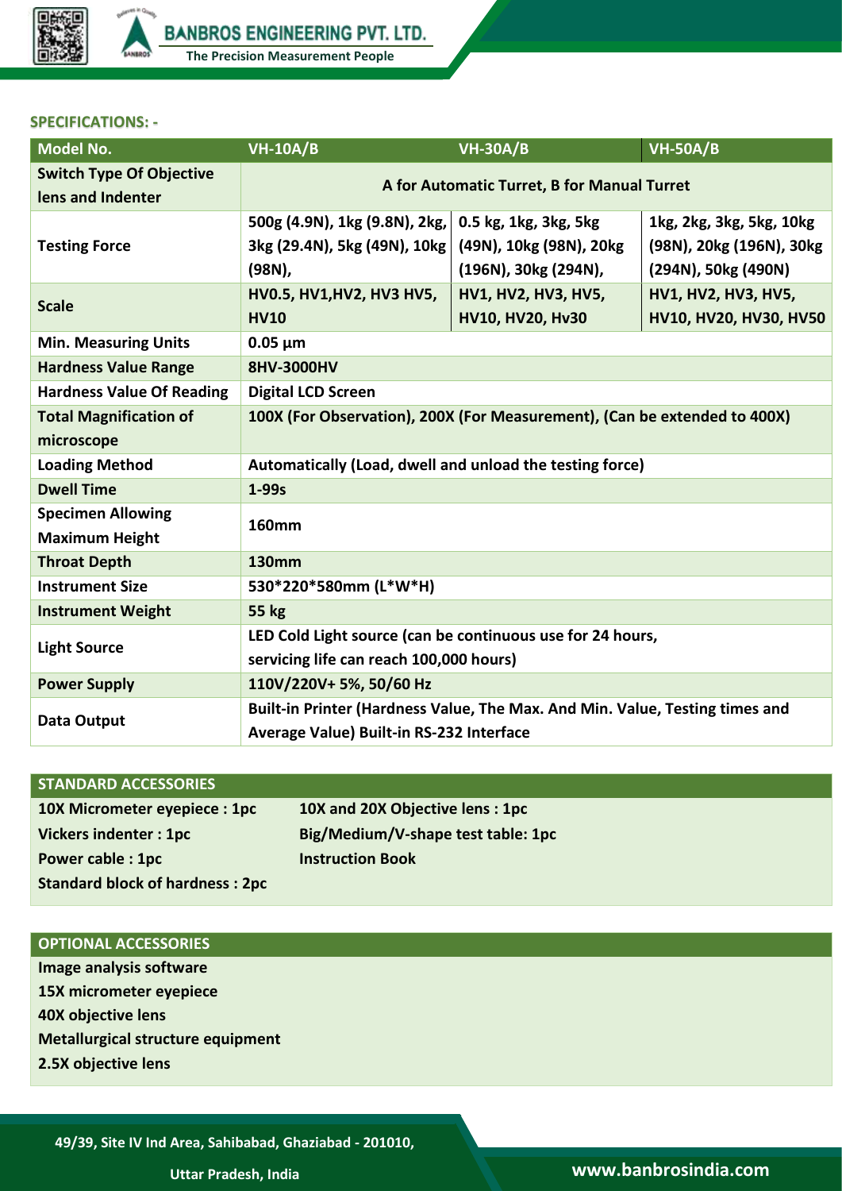## SPECIFICATIONS: -

| Model No. | VH-10A/B | VH-30A/B | VH-50A/B |
|---|---|---|---|
| Switch Type Of Objective lens and Indenter | A for Automatic Turret, B for Manual Turret | | |
| Testing Force | 500g (4.9N), 1kg (9.8N), 2kg, 3kg (29.4N), 5kg (49N), 10kg (98N), | 0.5 kg, 1kg, 3kg, 5kg (49N), 10kg (98N), 20kg (196N), 30kg (294N), | 1kg, 2kg, 3kg, 5kg, 10kg (98N), 20kg (196N), 30kg (294N), 50kg (490N) |
| Scale | HV0.5, HV1,HV2, HV3 HV5, HV10 | HV1, HV2, HV3, HV5, HV10, HV20, Hv30 | HV1, HV2, HV3, HV5, HV10, HV20, HV30, HV50 |
| Min. Measuring Units | 0.05 µm | | |
| Hardness Value Range | 8HV-3000HV | | |
| Hardness Value Of Reading | Digital LCD Screen | | |
| Total Magnification of microscope | 100X (For Observation), 200X (For Measurement), (Can be extended to 400X) | | |
| Loading Method | Automatically (Load, dwell and unload the testing force) | | |
| Dwell Time | 1-99s | | |
| Specimen Allowing Maximum Height | 160mm | | |
| Throat Depth | 130mm | | |
| Instrument Size | 530*220*580mm (L*W*H) | | |
| Instrument Weight | 55 kg | | |
| Light Source | LED Cold Light source (can be continuous use for 24 hours, servicing life can reach 100,000 hours) | | |
| Power Supply | 110V/220V+ 5%, 50/60 Hz | | |
| Data Output | Built-in Printer (Hardness Value, The Max. And Min. Value, Testing times and Average Value) Built-in RS-232 Interface | | |

## STANDARD ACCESSORIES

- 10X Micrometer eyepiece : 1pc
- Vickers indenter : 1pc
- Power cable : 1pc
- Standard block of hardness : 2pc
- 10X and 20X Objective lens : 1pc
- Big/Medium/V-shape test table: 1pc
- Instruction Book

## OPTIONAL ACCESSORIES

- Image analysis software
- 15X micrometer eyepiece
- 40X objective lens
- Metallurgical structure equipment
- 2.5X objective lens